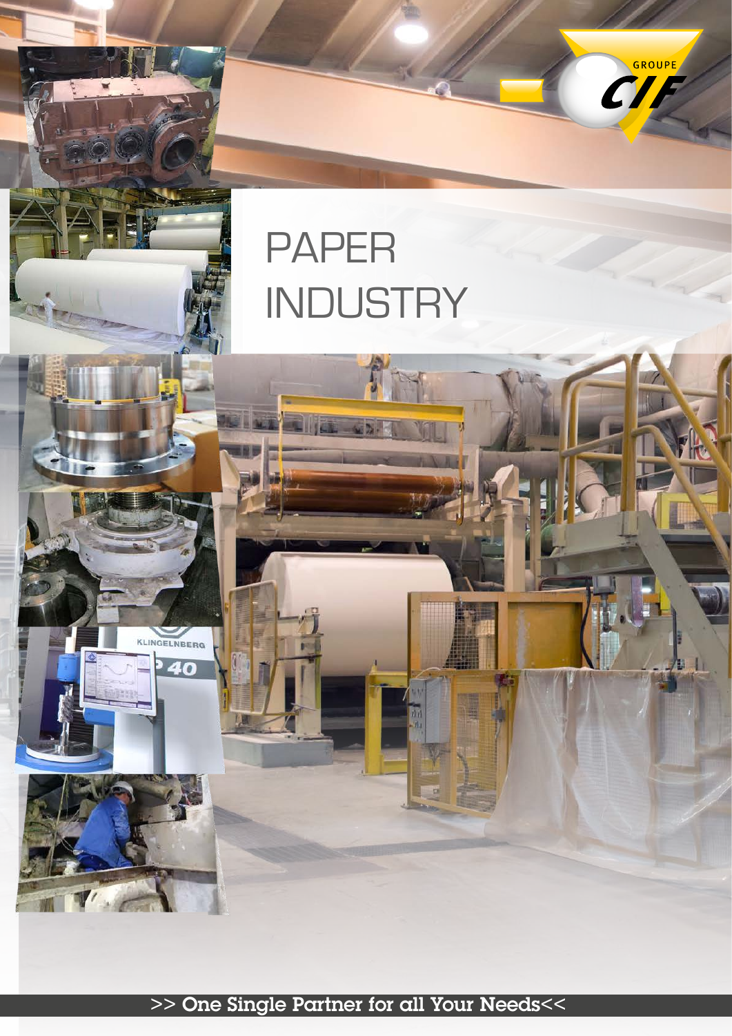GROUPE CIF

# PAPER INDUSTRY

>> One Single Partner for all Your Needs<<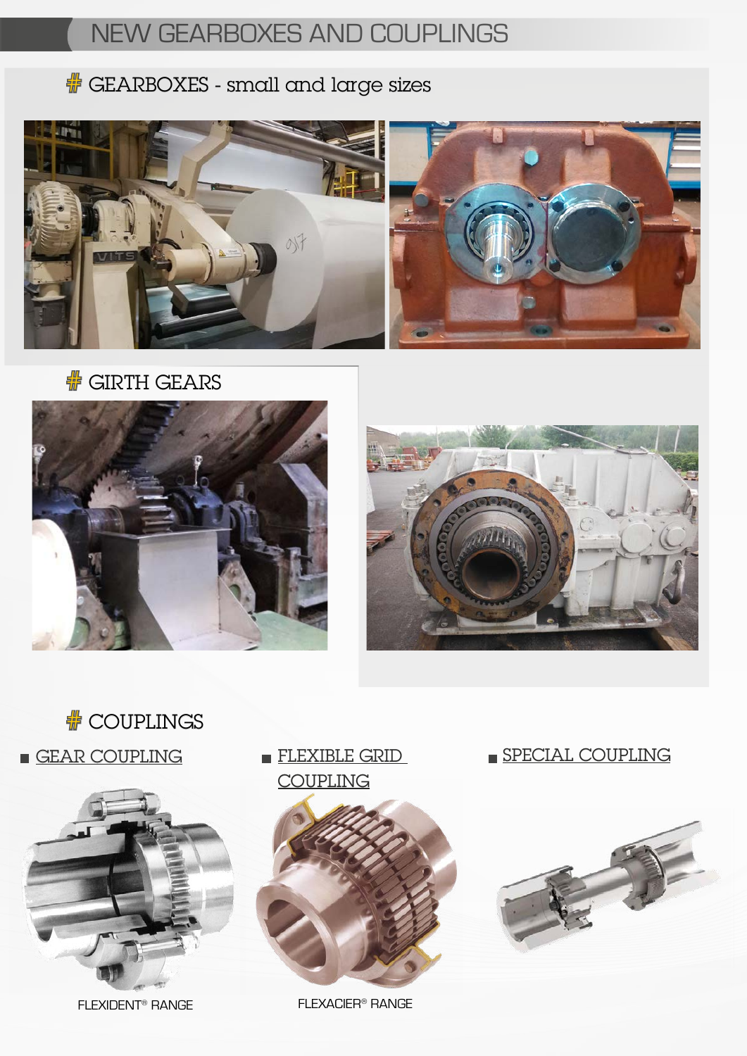# NEW GEARBOXES AND COUPLINGS

## # GEARBOXES - small and large sizes

## # GIRTH GEARS

## # COUPLINGS

- GEAR COUPLING

FLEXIDENT® RANGE

- FLEXIBLE GRID COUPLING

FLEXACIER® RANGE

- SPECIAL COUPLING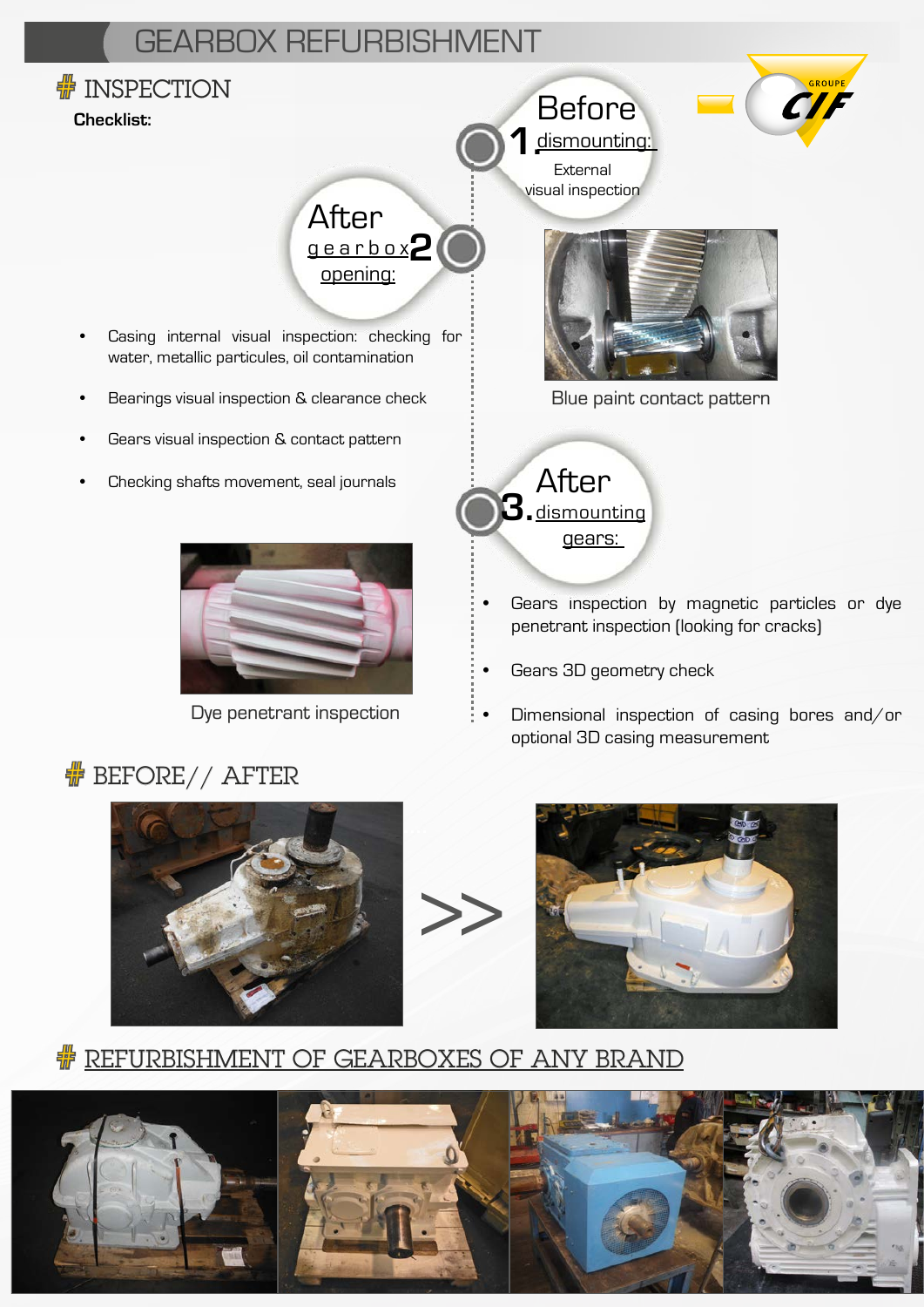# GEARBOX REFURBISHMENT

## INSPECTION

**Checklist:**

### 1. Before dismounting:

External visual inspection

### 2. After gearbox opening:

- Casing internal visual inspection: checking for water, metallic particules, oil contamination
- Bearings visual inspection & clearance check
- Gears visual inspection & contact pattern
- Checking shafts movement, seal journals

Blue paint contact pattern

Dye penetrant inspection

### 3. After dismounting gears:

- Gears inspection by magnetic particles or dye penetrant inspection (looking for cracks)
- Gears 3D geometry check
- Dimensional inspection of casing bores and/or optional 3D casing measurement

## BEFORE// AFTER

>>

## REFURBISHMENT OF GEARBOXES OF ANY BRAND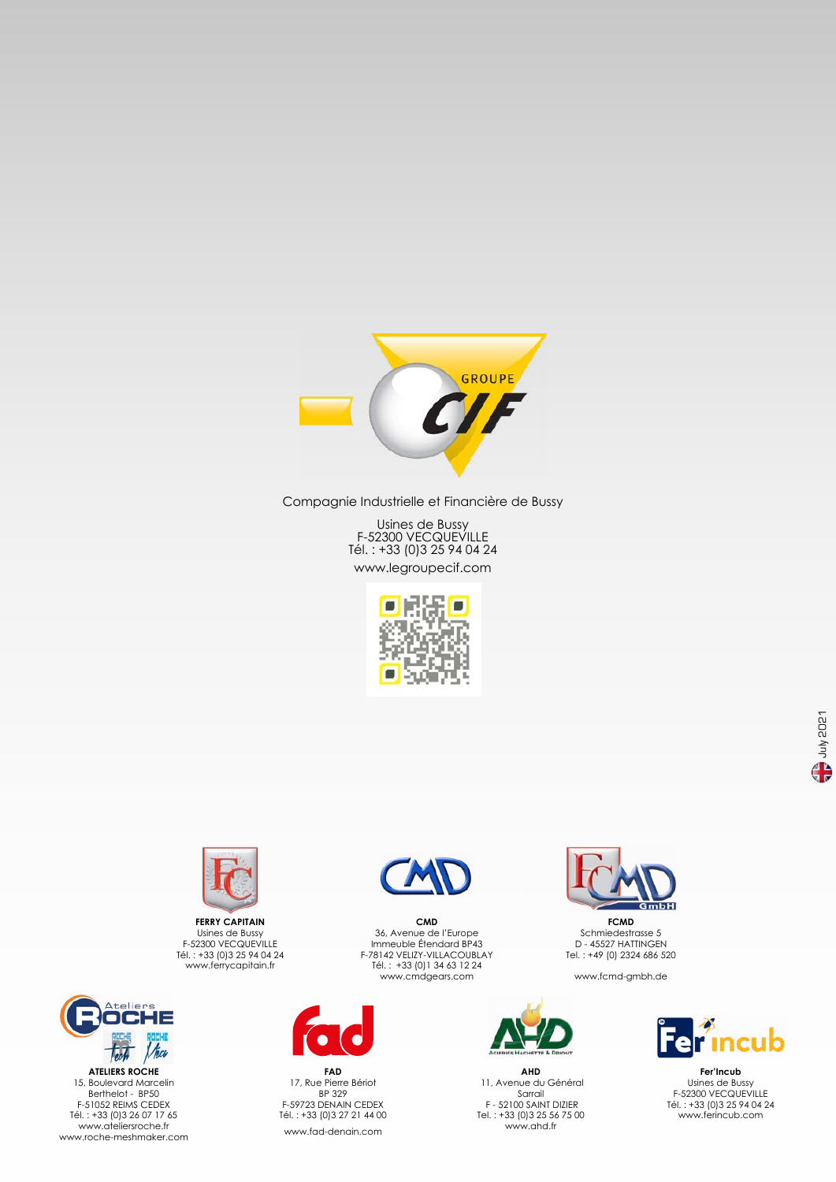GROUPE CIF

Compagnie Industrielle et Financière de Bussy

Usines de Bussy
F-52300 VECQUEVILLE
Tél. : +33 (0)3 25 94 04 24

www.legroupecif.com

July 2021

**FERRY CAPITAIN**
Usines de Bussy
F-52300 VECQUEVILLE
Tél. : +33 (0)3 25 94 04 24
www.ferrycapitain.fr

**CMD**
36, Avenue de l'Europe
Immeuble Étendard BP43
F-78142 VELIZY-VILLACOUBLAY
Tél. : +33 (0)1 34 63 12 24
www.cmdgears.com

**FCMD**
Schmiedestrasse 5
D - 45527 HATTINGEN
Tel. : +49 (0) 2324 686 520

www.fcmd-gmbh.de

**ATELIERS ROCHE**
15, Boulevard Marcelin
Berthelot - BP50
F-51052 REIMS CEDEX
Tél. : +33 (0)3 26 07 17 65
www.ateliersroche.fr
www.roche-meshmaker.com

**FAD**
17, Rue Pierre Bériot
BP 329
F-59723 DENAIN CEDEX
Tél. : +33 (0)3 27 21 44 00

www.fad-denain.com

**AHD**
11, Avenue du Général
Sarrail
F - 52100 SAINT DIZIER
Tél. : +33 (0)3 25 56 75 00
www.ahd.fr

**Fer'Incub**
Usines de Bussy
F-52300 VECQUEVILLE
Tél. : +33 (0)3 25 94 04 24
www.ferincub.com